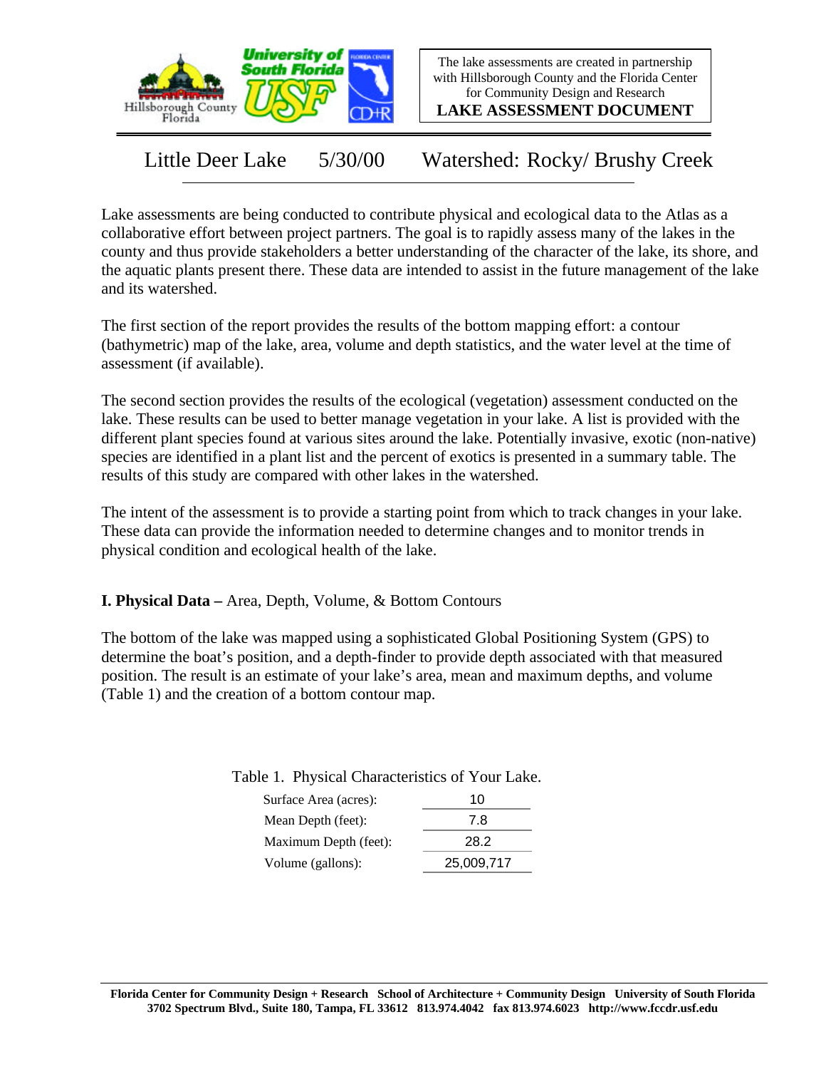The lake assessments are created in partnership with Hillsborough County and the Florida Center for Community Design and Research

**LAKE ASSESSMENT DOCUMENT**

# Little Deer Lake 5/30/00 Watershed: Rocky/ Brushy Creek

Lake assessments are being conducted to contribute physical and ecological data to the Atlas as a collaborative effort between project partners. The goal is to rapidly assess many of the lakes in the county and thus provide stakeholders a better understanding of the character of the lake, its shore, and the aquatic plants present there. These data are intended to assist in the future management of the lake and its watershed.

The first section of the report provides the results of the bottom mapping effort: a contour (bathymetric) map of the lake, area, volume and depth statistics, and the water level at the time of assessment (if available).

The second section provides the results of the ecological (vegetation) assessment conducted on the lake. These results can be used to better manage vegetation in your lake. A list is provided with the different plant species found at various sites around the lake. Potentially invasive, exotic (non-native) species are identified in a plant list and the percent of exotics is presented in a summary table. The results of this study are compared with other lakes in the watershed.

The intent of the assessment is to provide a starting point from which to track changes in your lake. These data can provide the information needed to determine changes and to monitor trends in physical condition and ecological health of the lake.

## I. Physical Data – Area, Depth, Volume, & Bottom Contours

The bottom of the lake was mapped using a sophisticated Global Positioning System (GPS) to determine the boat's position, and a depth-finder to provide depth associated with that measured position. The result is an estimate of your lake's area, mean and maximum depths, and volume (Table 1) and the creation of a bottom contour map.

Table 1. Physical Characteristics of Your Lake.

| | |
|---|---|
| Surface Area (acres): | 10 |
| Mean Depth (feet): | 7.8 |
| Maximum Depth (feet): | 28.2 |
| Volume (gallons): | 25,009,717 |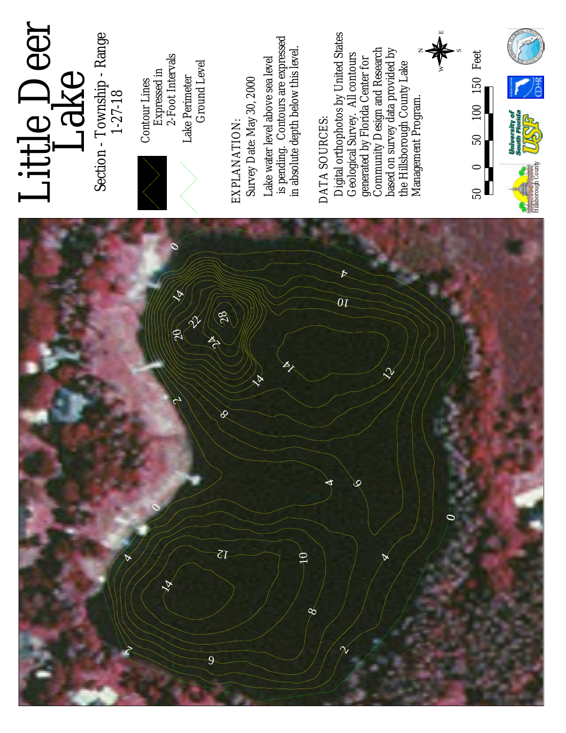# Little Deer Lake

Section - Township - Range
1-27-18

Contour Lines Expressed in 2-Foot Intervals

Lake Perimeter Ground Level

EXPLANATION:
Survey Date: May 30, 2000

Lake water level above sea level is pending. Contours are expressed in absolute depth below this level.

DATA SOURCES:
Digital orthophotos by United States Geological Survey. All contours generated by Florida Center for Community Design and Research based on survey data provided by the Hillsborough County Lake Management Program.

50 0 50 100 150 Feet

Hillsborough County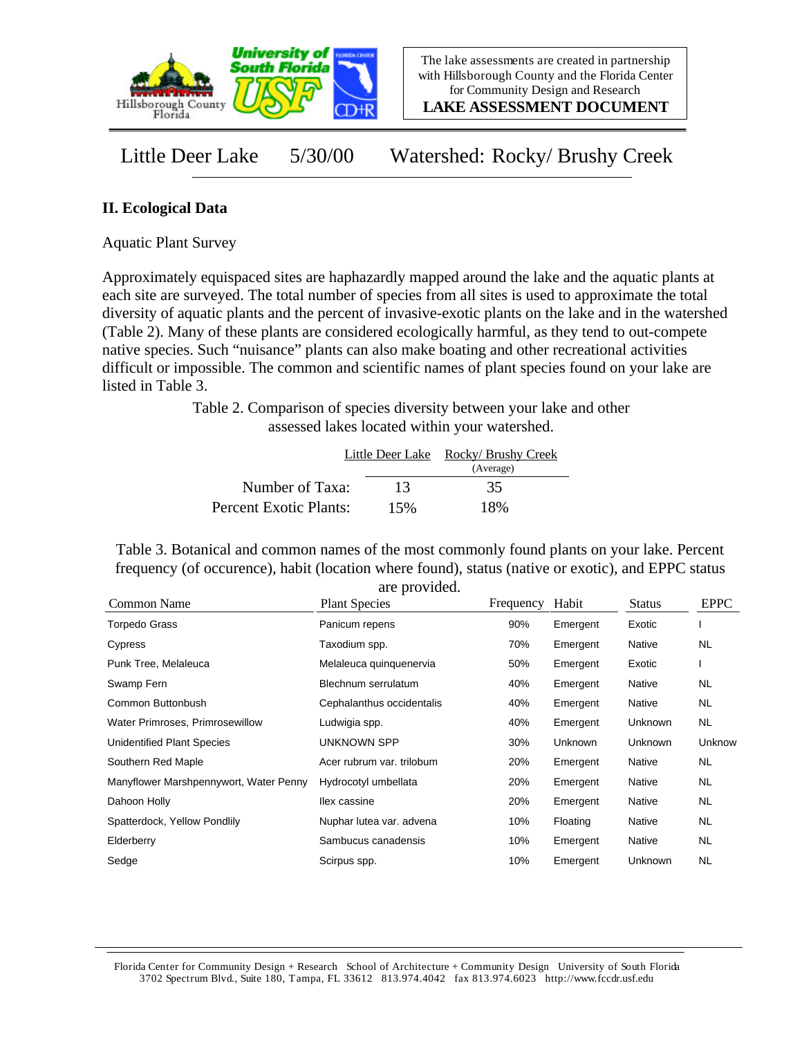Little Deer Lake 5/30/00 Watershed: Rocky/ Brushy Creek

## II. Ecological Data

Aquatic Plant Survey

Approximately equispaced sites are haphazardly mapped around the lake and the aquatic plants at each site are surveyed. The total number of species from all sites is used to approximate the total diversity of aquatic plants and the percent of invasive-exotic plants on the lake and in the watershed (Table 2). Many of these plants are considered ecologically harmful, as they tend to out-compete native species. Such "nuisance" plants can also make boating and other recreational activities difficult or impossible. The common and scientific names of plant species found on your lake are listed in Table 3.

Table 2. Comparison of species diversity between your lake and other assessed lakes located within your watershed.

| | Little Deer Lake | Rocky/ Brushy Creek (Average) |
|---|---|---|
| Number of Taxa: | 13 | 35 |
| Percent Exotic Plants: | 15% | 18% |

Table 3. Botanical and common names of the most commonly found plants on your lake. Percent frequency (of occurence), habit (location where found), status (native or exotic), and EPPC status are provided.

| Common Name | Plant Species | Frequency | Habit | Status | EPPC |
|---|---|---|---|---|---|
| Torpedo Grass | Panicum repens | 90% | Emergent | Exotic | I |
| Cypress | Taxodium spp. | 70% | Emergent | Native | NL |
| Punk Tree, Melaleuca | Melaleuca quinquenervia | 50% | Emergent | Exotic | I |
| Swamp Fern | Blechnum serrulatum | 40% | Emergent | Native | NL |
| Common Buttonbush | Cephalanthus occidentalis | 40% | Emergent | Native | NL |
| Water Primroses, Primrosewillow | Ludwigia spp. | 40% | Emergent | Unknown | NL |
| Unidentified Plant Species | UNKNOWN SPP | 30% | Unknown | Unknown | Unknow |
| Southern Red Maple | Acer rubrum var. trilobum | 20% | Emergent | Native | NL |
| Manyflower Marshpennywort, Water Penny | Hydrocotyl umbellata | 20% | Emergent | Native | NL |
| Dahoon Holly | Ilex cassine | 20% | Emergent | Native | NL |
| Spatterdock, Yellow Pondlily | Nuphar lutea var. advena | 10% | Floating | Native | NL |
| Elderberry | Sambucus canadensis | 10% | Emergent | Native | NL |
| Sedge | Scirpus spp. | 10% | Emergent | Unknown | NL |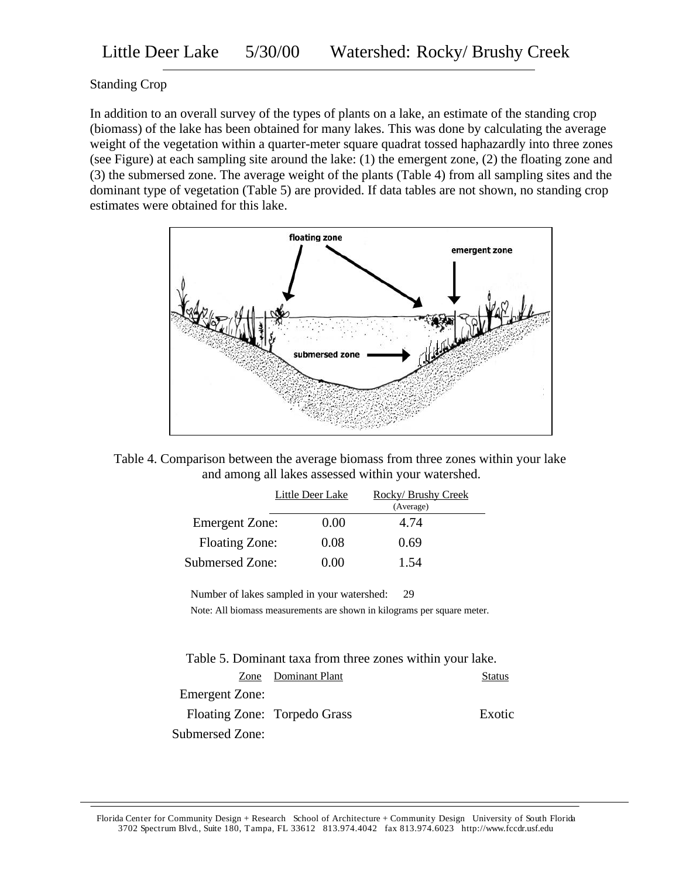Little Deer Lake 5/30/00 Watershed: Rocky/ Brushy Creek

Standing Crop

In addition to an overall survey of the types of plants on a lake, an estimate of the standing crop (biomass) of the lake has been obtained for many lakes. This was done by calculating the average weight of the vegetation within a quarter-meter square quadrat tossed haphazardly into three zones (see Figure) at each sampling site around the lake: (1) the emergent zone, (2) the floating zone and (3) the submersed zone. The average weight of the plants (Table 4) from all sampling sites and the dominant type of vegetation (Table 5) are provided. If data tables are not shown, no standing crop estimates were obtained for this lake.

Table 4. Comparison between the average biomass from three zones within your lake and among all lakes assessed within your watershed.

| | Little Deer Lake | Rocky/ Brushy Creek (Average) |
|---|---|---|
| Emergent Zone: | 0.00 | 4.74 |
| Floating Zone: | 0.08 | 0.69 |
| Submersed Zone: | 0.00 | 1.54 |

Number of lakes sampled in your watershed: 29

Note: All biomass measurements are shown in kilograms per square meter.

Table 5. Dominant taxa from three zones within your lake.

| Zone | Dominant Plant | Status |
|---|---|---|
| Emergent Zone: | | |
| Floating Zone: | Torpedo Grass | Exotic |
| Submersed Zone: | | |

Florida Center for Community Design + Research School of Architecture + Community Design University of South Florida
3702 Spectrum Blvd., Suite 180, Tampa, FL 33612 813.974.4042 fax 813.974.6023 http://www.fccdr.usf.edu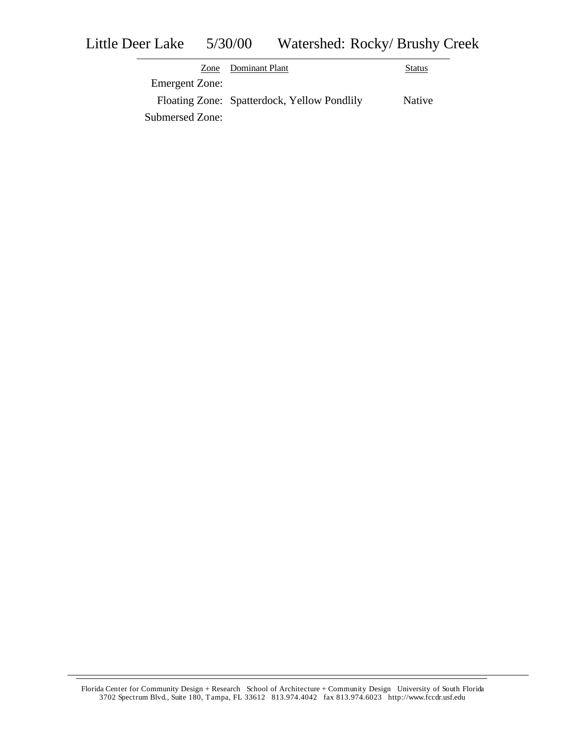# Little Deer Lake 5/30/00 Watershed: Rocky/ Brushy Creek

| Zone | Dominant Plant | Status |
|---|---|---|
| Emergent Zone: | | |
| Floating Zone: | Spatterdock, Yellow Pondlily | Native |
| Submersed Zone: | | |

Florida Center for Community Design + Research School of Architecture + Community Design University of South Florida
3702 Spectrum Blvd., Suite 180, Tampa, FL 33612 813.974.4042 fax 813.974.6023 http://www.fccdr.usf.edu